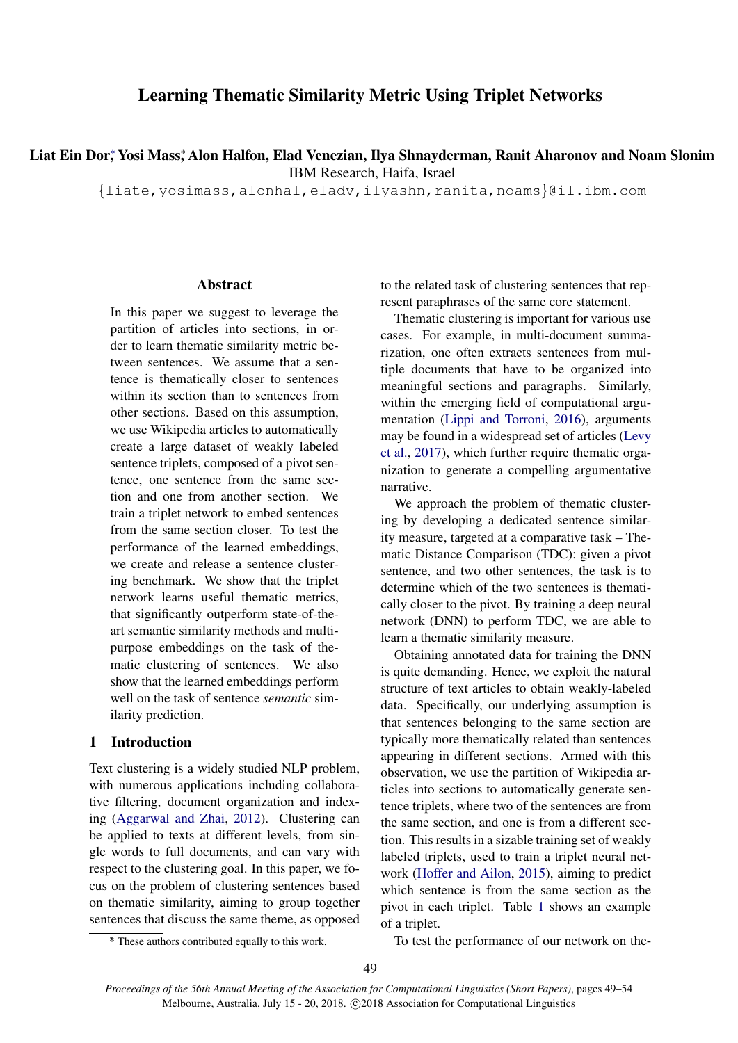# Learning Thematic Similarity Metric Using Triplet Networks

**Liat Ein Dor\*, Yosi Mass\*, Alon Halfon, Elad Venezian, Ilya Shnayderman, Ranit Aharonov and Noam Slonim**

IBM Research, Haifa, Israel

{liate,yosimass,alonhal,eladv,ilyashn,ranita,noams}@il.ibm.com

## Abstract

In this paper we suggest to leverage the partition of articles into sections, in order to learn thematic similarity metric between sentences. We assume that a sentence is thematically closer to sentences within its section than to sentences from other sections. Based on this assumption, we use Wikipedia articles to automatically create a large dataset of weakly labeled sentence triplets, composed of a pivot sentence, one sentence from the same section and one from another section. We train a triplet network to embed sentences from the same section closer. To test the performance of the learned embeddings, we create and release a sentence clustering benchmark. We show that the triplet network learns useful thematic metrics, that significantly outperform state-of-the-art semantic similarity methods and multipurpose embeddings on the task of thematic clustering of sentences. We also show that the learned embeddings perform well on the task of sentence *semantic* similarity prediction.

## 1 Introduction

Text clustering is a widely studied NLP problem, with numerous applications including collaborative filtering, document organization and indexing (Aggarwal and Zhai, 2012). Clustering can be applied to texts at different levels, from single words to full documents, and can vary with respect to the clustering goal. In this paper, we focus on the problem of clustering sentences based on thematic similarity, aiming to group together sentences that discuss the same theme, as opposed to the related task of clustering sentences that represent paraphrases of the same core statement.

Thematic clustering is important for various use cases. For example, in multi-document summarization, one often extracts sentences from multiple documents that have to be organized into meaningful sections and paragraphs. Similarly, within the emerging field of computational argumentation (Lippi and Torroni, 2016), arguments may be found in a widespread set of articles (Levy et al., 2017), which further require thematic organization to generate a compelling argumentative narrative.

We approach the problem of thematic clustering by developing a dedicated sentence similarity measure, targeted at a comparative task – Thematic Distance Comparison (TDC): given a pivot sentence, and two other sentences, the task is to determine which of the two sentences is thematically closer to the pivot. By training a deep neural network (DNN) to perform TDC, we are able to learn a thematic similarity measure.

Obtaining annotated data for training the DNN is quite demanding. Hence, we exploit the natural structure of text articles to obtain weakly-labeled data. Specifically, our underlying assumption is that sentences belonging to the same section are typically more thematically related than sentences appearing in different sections. Armed with this observation, we use the partition of Wikipedia articles into sections to automatically generate sentence triplets, where two of the sentences are from the same section, and one is from a different section. This results in a sizable training set of weakly labeled triplets, used to train a triplet neural network (Hoffer and Ailon, 2015), aiming to predict which sentence is from the same section as the pivot in each triplet. Table 1 shows an example of a triplet.

To test the performance of our network on the-

\* These authors contributed equally to this work.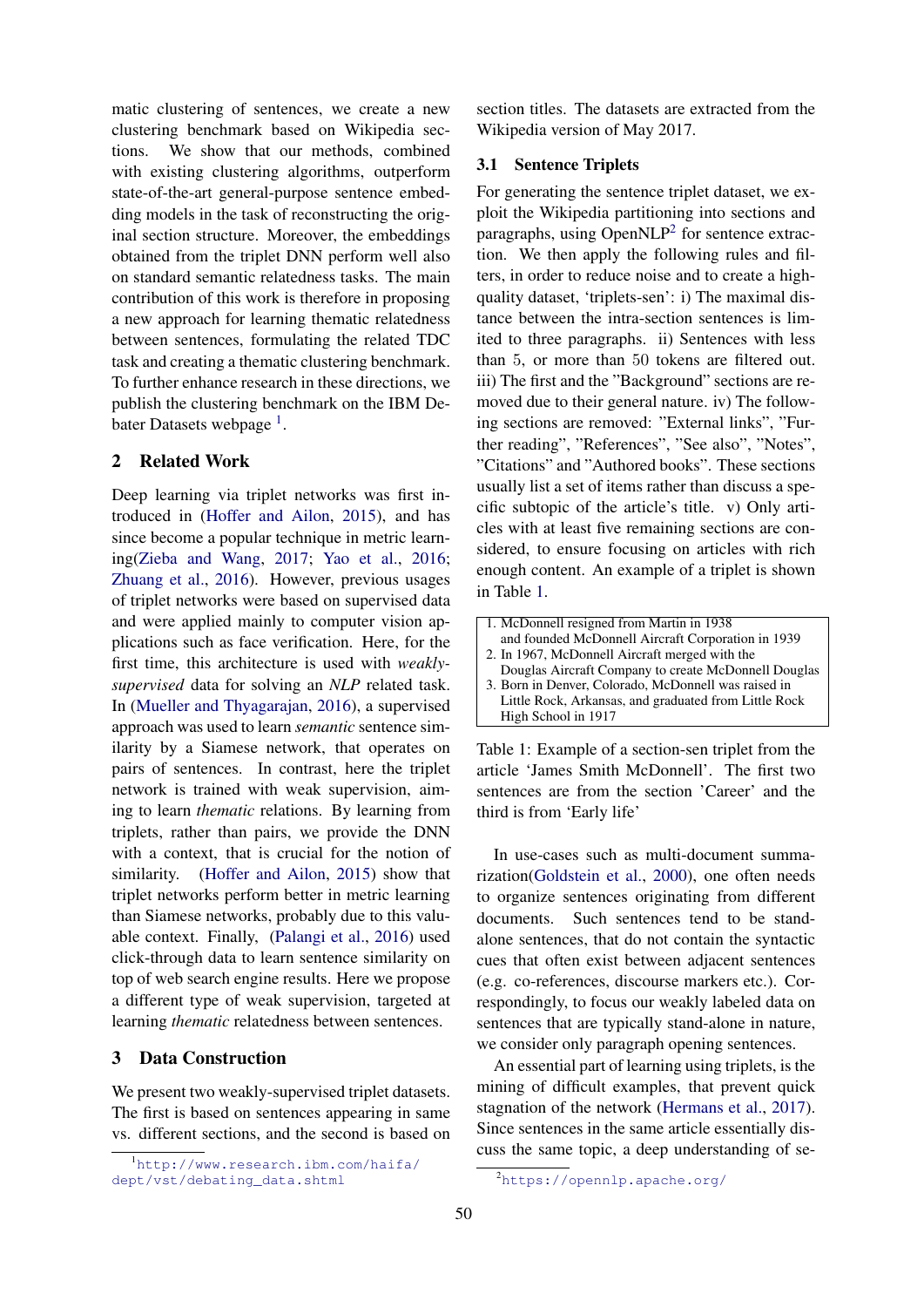matic clustering of sentences, we create a new clustering benchmark based on Wikipedia sections. We show that our methods, combined with existing clustering algorithms, outperform state-of-the-art general-purpose sentence embedding models in the task of reconstructing the original section structure. Moreover, the embeddings obtained from the triplet DNN perform well also on standard semantic relatedness tasks. The main contribution of this work is therefore in proposing a new approach for learning thematic relatedness between sentences, formulating the related TDC task and creating a thematic clustering benchmark. To further enhance research in these directions, we publish the clustering benchmark on the IBM Debater Datasets webpage [1].

## 2 Related Work

Deep learning via triplet networks was first introduced in (Hoffer and Ailon, 2015), and has since become a popular technique in metric learning(Zieba and Wang, 2017; Yao et al., 2016; Zhuang et al., 2016). However, previous usages of triplet networks were based on supervised data and were applied mainly to computer vision applications such as face verification. Here, for the first time, this architecture is used with *weakly-supervised* data for solving an *NLP* related task. In (Mueller and Thyagarajan, 2016), a supervised approach was used to learn *semantic* sentence similarity by a Siamese network, that operates on pairs of sentences. In contrast, here the triplet network is trained with weak supervision, aiming to learn *thematic* relations. By learning from triplets, rather than pairs, we provide the DNN with a context, that is crucial for the notion of similarity. (Hoffer and Ailon, 2015) show that triplet networks perform better in metric learning than Siamese networks, probably due to this valuable context. Finally, (Palangi et al., 2016) used click-through data to learn sentence similarity on top of web search engine results. Here we propose a different type of weak supervision, targeted at learning *thematic* relatedness between sentences.

## 3 Data Construction

We present two weakly-supervised triplet datasets. The first is based on sentences appearing in same vs. different sections, and the second is based on section titles. The datasets are extracted from the Wikipedia version of May 2017.

### 3.1 Sentence Triplets

For generating the sentence triplet dataset, we exploit the Wikipedia partitioning into sections and paragraphs, using OpenNLP[2] for sentence extraction. We then apply the following rules and filters, in order to reduce noise and to create a high-quality dataset, 'triplets-sen': i) The maximal distance between the intra-section sentences is limited to three paragraphs. ii) Sentences with less than 5, or more than 50 tokens are filtered out. iii) The first and the "Background" sections are removed due to their general nature. iv) The following sections are removed: "External links", "Further reading", "References", "See also", "Notes", "Citations" and "Authored books". These sections usually list a set of items rather than discuss a specific subtopic of the article's title. v) Only articles with at least five remaining sections are considered, to ensure focusing on articles with rich enough content. An example of a triplet is shown in Table 1.

| |
|---|
| 1. McDonnell resigned from Martin in 1938 and founded McDonnell Aircraft Corporation in 1939 |
| 2. In 1967, McDonnell Aircraft merged with the Douglas Aircraft Company to create McDonnell Douglas |
| 3. Born in Denver, Colorado, McDonnell was raised in Little Rock, Arkansas, and graduated from Little Rock High School in 1917 |

Table 1: Example of a section-sen triplet from the article 'James Smith McDonnell'. The first two sentences are from the section 'Career' and the third is from 'Early life'

In use-cases such as multi-document summarization(Goldstein et al., 2000), one often needs to organize sentences originating from different documents. Such sentences tend to be stand-alone sentences, that do not contain the syntactic cues that often exist between adjacent sentences (e.g. co-references, discourse markers etc.). Correspondingly, to focus our weakly labeled data on sentences that are typically stand-alone in nature, we consider only paragraph opening sentences.

An essential part of learning using triplets, is the mining of difficult examples, that prevent quick stagnation of the network (Hermans et al., 2017). Since sentences in the same article essentially discuss the same topic, a deep understanding of se-

[1] http://www.research.ibm.com/haifa/dept/vst/debating_data.shtml

[2] https://opennlp.apache.org/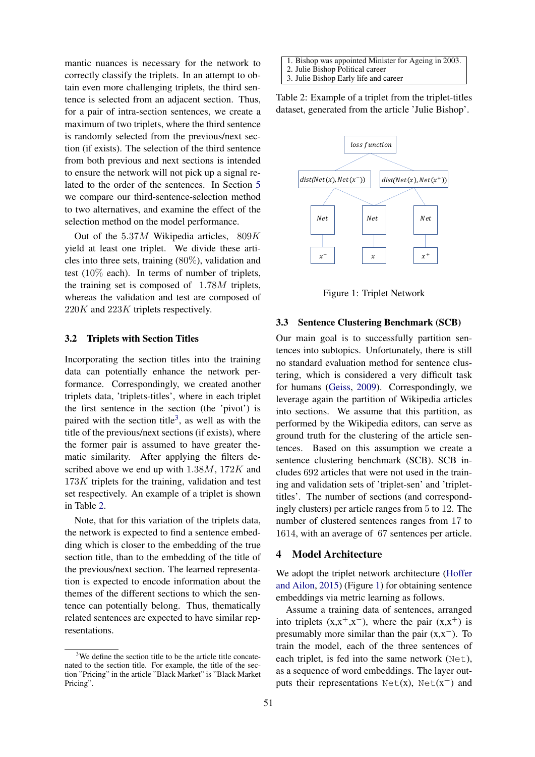mantic nuances is necessary for the network to correctly classify the triplets. In an attempt to obtain even more challenging triplets, the third sentence is selected from an adjacent section. Thus, for a pair of intra-section sentences, we create a maximum of two triplets, where the third sentence is randomly selected from the previous/next section (if exists). The selection of the third sentence from both previous and next sections is intended to ensure the network will not pick up a signal related to the order of the sentences. In Section 5 we compare our third-sentence-selection method to two alternatives, and examine the effect of the selection method on the model performance.

Out of the $5.37M$ Wikipedia articles, $809K$ yield at least one triplet. We divide these articles into three sets, training (80%), validation and test (10% each). In terms of number of triplets, the training set is composed of $1.78M$ triplets, whereas the validation and test are composed of $220K$ and $223K$ triplets respectively.

### 3.2 Triplets with Section Titles

Incorporating the section titles into the training data can potentially enhance the network performance. Correspondingly, we created another triplets data, 'triplets-titles', where in each triplet the first sentence in the section (the 'pivot') is paired with the section title[3], as well as with the title of the previous/next sections (if exists), where the former pair is assumed to have greater thematic similarity. After applying the filters described above we end up with $1.38M$, $172K$ and $173K$ triplets for the training, validation and test set respectively. An example of a triplet is shown in Table 2.

Note, that for this variation of the triplets data, the network is expected to find a sentence embedding which is closer to the embedding of the true section title, than to the embedding of the title of the previous/next section. The learned representation is expected to encode information about the themes of the different sections to which the sentence can potentially belong. Thus, thematically related sentences are expected to have similar representations.

[3] We define the section title to be the article title concatenated to the section title. For example, the title of the section "Pricing" in the article "Black Market" is "Black Market Pricing".

|  |
|---|
| 1. Bishop was appointed Minister for Ageing in 2003. |
| 2. Julie Bishop Political career |
| 3. Julie Bishop Early life and career |

Table 2: Example of a triplet from the triplet-titles dataset, generated from the article 'Julie Bishop'.

Figure 1: Triplet Network

### 3.3 Sentence Clustering Benchmark (SCB)

Our main goal is to successfully partition sentences into subtopics. Unfortunately, there is still no standard evaluation method for sentence clustering, which is considered a very difficult task for humans (Geiss, 2009). Correspondingly, we leverage again the partition of Wikipedia articles into sections. We assume that this partition, as performed by the Wikipedia editors, can serve as ground truth for the clustering of the article sentences. Based on this assumption we create a sentence clustering benchmark (SCB). SCB includes 692 articles that were not used in the training and validation sets of 'triplet-sen' and 'triplet-titles'. The number of sections (and correspondingly clusters) per article ranges from 5 to 12. The number of clustered sentences ranges from 17 to 1614, with an average of 67 sentences per article.

## 4 Model Architecture

We adopt the triplet network architecture (Hoffer and Ailon, 2015) (Figure 1) for obtaining sentence embeddings via metric learning as follows.

Assume a training data of sentences, arranged into triplets ($x$,$x^+$,$x^-$), where the pair ($x$,$x^+$) is presumably more similar than the pair ($x$,$x^-$). To train the model, each of the three sentences of each triplet, is fed into the same network (`Net`), as a sequence of word embeddings. The layer outputs their representations `Net`($x$), `Net`($x^+$) and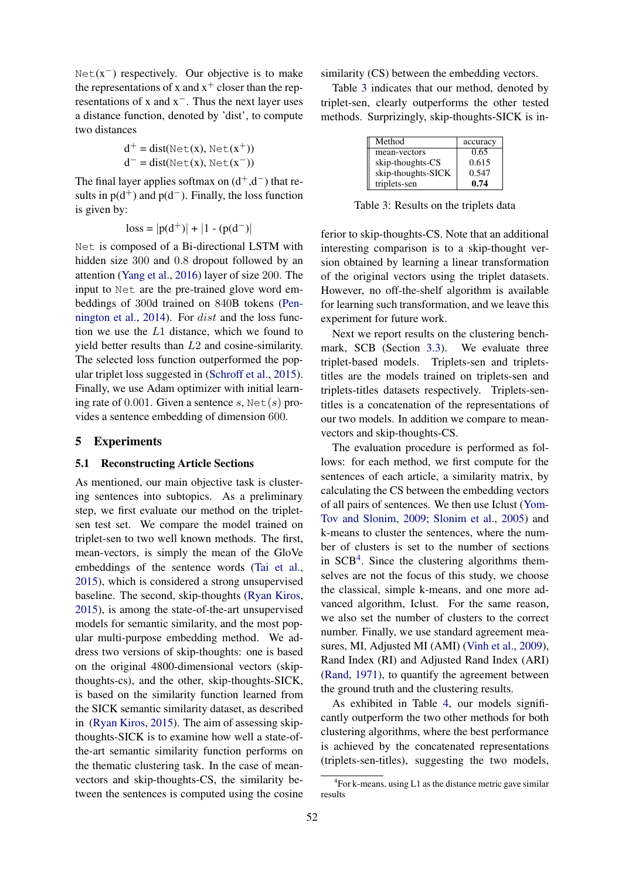Net($x^-$) respectively. Our objective is to make the representations of x and $x^+$ closer than the representations of x and $x^-$. Thus the next layer uses a distance function, denoted by 'dist', to compute two distances

$$d^+ = \text{dist}(\texttt{Net}(x), \texttt{Net}(x^+))$$
$$d^- = \text{dist}(\texttt{Net}(x), \texttt{Net}(x^-))$$

The final layer applies softmax on ($d^+$,$d^-$) that results in p($d^+$) and p($d^-$). Finally, the loss function is given by:

$$\text{loss} = |p(d^+)| + |1 - (p(d^-)|$$

Net is composed of a Bi-directional LSTM with hidden size 300 and 0.8 dropout followed by an attention (Yang et al., 2016) layer of size 200. The input to Net are the pre-trained glove word embeddings of 300d trained on 840B tokens (Pennington et al., 2014). For $dist$ and the loss function we use the $L1$ distance, which we found to yield better results than $L2$ and cosine-similarity. The selected loss function outperformed the popular triplet loss suggested in (Schroff et al., 2015). Finally, we use Adam optimizer with initial learning rate of 0.001. Given a sentence $s$, Net($s$) provides a sentence embedding of dimension 600.

## 5 Experiments

### 5.1 Reconstructing Article Sections

As mentioned, our main objective task is clustering sentences into subtopics. As a preliminary step, we first evaluate our method on the triplet-sen test set. We compare the model trained on triplet-sen to two well known methods. The first, mean-vectors, is simply the mean of the GloVe embeddings of the sentence words (Tai et al., 2015), which is considered a strong unsupervised baseline. The second, skip-thoughts (Ryan Kiros, 2015), is among the state-of-the-art unsupervised models for semantic similarity, and the most popular multi-purpose embedding method. We address two versions of skip-thoughts: one is based on the original 4800-dimensional vectors (skip-thoughts-cs), and the other, skip-thoughts-SICK, is based on the similarity function learned from the SICK semantic similarity dataset, as described in (Ryan Kiros, 2015). The aim of assessing skip-thoughts-SICK is to examine how well a state-of-the-art semantic similarity function performs on the thematic clustering task. In the case of mean-vectors and skip-thoughts-CS, the similarity between the sentences is computed using the cosine similarity (CS) between the embedding vectors.

Table 3 indicates that our method, denoted by triplet-sen, clearly outperforms the other tested methods. Surprizingly, skip-thoughts-SICK is inferior to skip-thoughts-CS. Note that an additional interesting comparison is to a skip-thought version obtained by learning a linear transformation of the original vectors using the triplet datasets. However, no off-the-shelf algorithm is available for learning such transformation, and we leave this experiment for future work.

| Method | accuracy |
|---|---|
| mean-vectors | 0.65 |
| skip-thoughts-CS | 0.615 |
| skip-thoughts-SICK | 0.547 |
| triplets-sen | **0.74** |

Table 3: Results on the triplets data

Next we report results on the clustering benchmark, SCB (Section 3.3). We evaluate three triplet-based models. Triplets-sen and triplets-titles are the models trained on triplets-sen and triplets-titles datasets respectively. Triplets-sen-titles is a concatenation of the representations of our two models. In addition we compare to mean-vectors and skip-thoughts-CS.

The evaluation procedure is performed as follows: for each method, we first compute for the sentences of each article, a similarity matrix, by calculating the CS between the embedding vectors of all pairs of sentences. We then use Iclust (Yom-Tov and Slonim, 2009; Slonim et al., 2005) and k-means to cluster the sentences, where the number of clusters is set to the number of sections in SCB[4]. Since the clustering algorithms themselves are not the focus of this study, we choose the classical, simple k-means, and one more advanced algorithm, Iclust. For the same reason, we also set the number of clusters to the correct number. Finally, we use standard agreement measures, MI, Adjusted MI (AMI) (Vinh et al., 2009), Rand Index (RI) and Adjusted Rand Index (ARI) (Rand, 1971), to quantify the agreement between the ground truth and the clustering results.

As exhibited in Table 4, our models significantly outperform the two other methods for both clustering algorithms, where the best performance is achieved by the concatenated representations (triplets-sen-titles), suggesting the two models,

[4]For k-means, using L1 as the distance metric gave similar results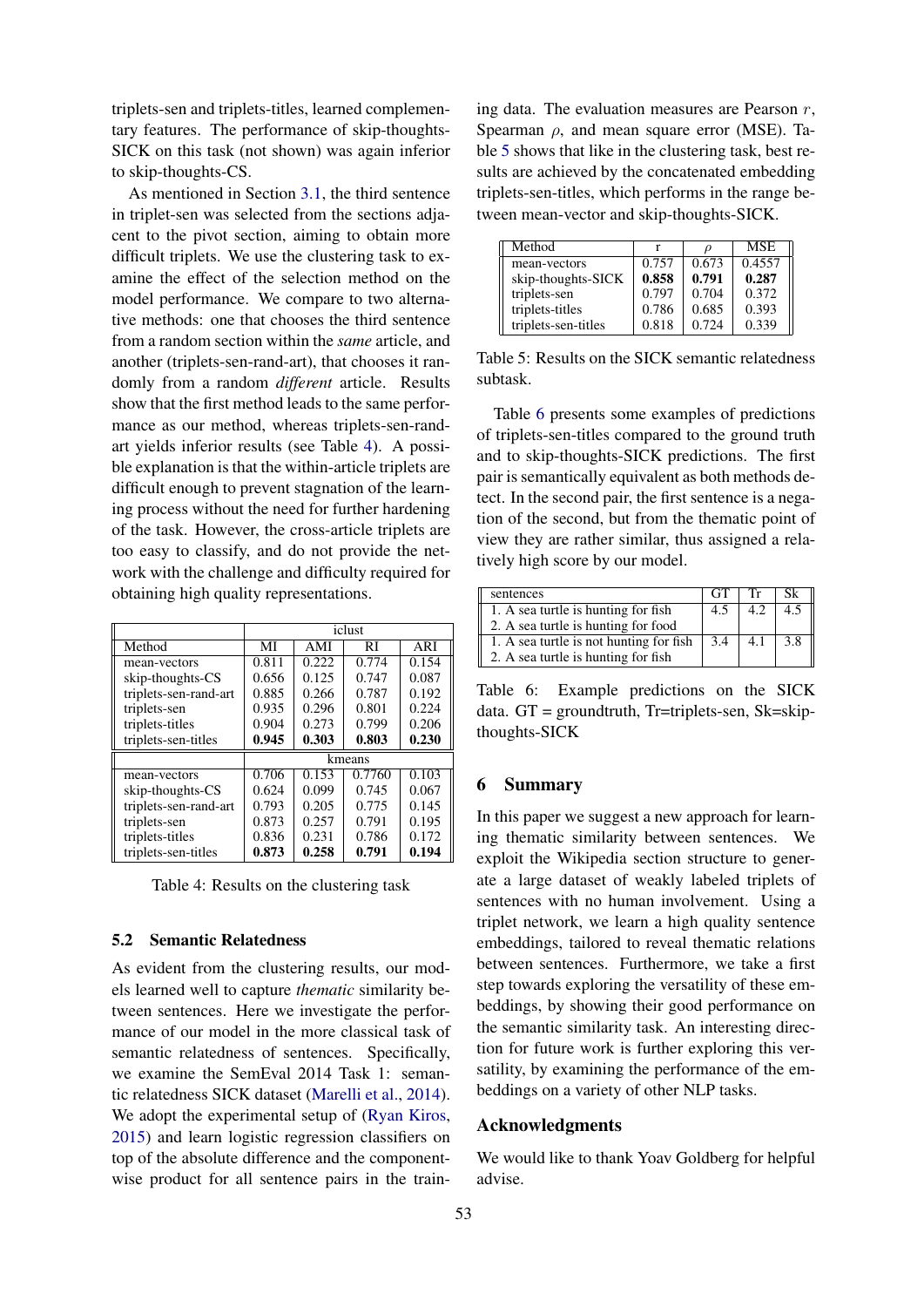triplets-sen and triplets-titles, learned complementary features. The performance of skip-thoughts-SICK on this task (not shown) was again inferior to skip-thoughts-CS.

As mentioned in Section 3.1, the third sentence in triplet-sen was selected from the sections adjacent to the pivot section, aiming to obtain more difficult triplets. We use the clustering task to examine the effect of the selection method on the model performance. We compare to two alternative methods: one that chooses the third sentence from a random section within the *same* article, and another (triplets-sen-rand-art), that chooses it randomly from a random *different* article. Results show that the first method leads to the same performance as our method, whereas triplets-sen-rand-art yields inferior results (see Table 4). A possible explanation is that the within-article triplets are difficult enough to prevent stagnation of the learning process without the need for further hardening of the task. However, the cross-article triplets are too easy to classify, and do not provide the network with the challenge and difficulty required for obtaining high quality representations.

| | iclust | | | |
|---|---|---|---|---|
| Method | MI | AMI | RI | ARI |
| mean-vectors | 0.811 | 0.222 | 0.774 | 0.154 |
| skip-thoughts-CS | 0.656 | 0.125 | 0.747 | 0.087 |
| triplets-sen-rand-art | 0.885 | 0.266 | 0.787 | 0.192 |
| triplets-sen | 0.935 | 0.296 | 0.801 | 0.224 |
| triplets-titles | 0.904 | 0.273 | 0.799 | 0.206 |
| triplets-sen-titles | **0.945** | **0.303** | **0.803** | **0.230** |
| | kmeans | | | |
| mean-vectors | 0.706 | 0.153 | 0.7760 | 0.103 |
| skip-thoughts-CS | 0.624 | 0.099 | 0.745 | 0.067 |
| triplets-sen-rand-art | 0.793 | 0.205 | 0.775 | 0.145 |
| triplets-sen | 0.873 | 0.257 | 0.791 | 0.195 |
| triplets-titles | 0.836 | 0.231 | 0.786 | 0.172 |
| triplets-sen-titles | **0.873** | **0.258** | **0.791** | **0.194** |

Table 4: Results on the clustering task

### 5.2 Semantic Relatedness

As evident from the clustering results, our models learned well to capture *thematic* similarity between sentences. Here we investigate the performance of our model in the more classical task of semantic relatedness of sentences. Specifically, we examine the SemEval 2014 Task 1: semantic relatedness SICK dataset (Marelli et al., 2014). We adopt the experimental setup of (Ryan Kiros, 2015) and learn logistic regression classifiers on top of the absolute difference and the component-wise product for all sentence pairs in the training data. The evaluation measures are Pearson $r$, Spearman $\rho$, and mean square error (MSE). Table 5 shows that like in the clustering task, best results are achieved by the concatenated embedding triplets-sen-titles, which performs in the range between mean-vector and skip-thoughts-SICK.

| Method | r | $\rho$ | MSE |
|---|---|---|---|
| mean-vectors | 0.757 | 0.673 | 0.4557 |
| skip-thoughts-SICK | **0.858** | **0.791** | **0.287** |
| triplets-sen | 0.797 | 0.704 | 0.372 |
| triplets-titles | 0.786 | 0.685 | 0.393 |
| triplets-sen-titles | 0.818 | 0.724 | 0.339 |

Table 5: Results on the SICK semantic relatedness subtask.

Table 6 presents some examples of predictions of triplets-sen-titles compared to the ground truth and to skip-thoughts-SICK predictions. The first pair is semantically equivalent as both methods detect. In the second pair, the first sentence is a negation of the second, but from the thematic point of view they are rather similar, thus assigned a relatively high score by our model.

| sentences | GT | Tr | Sk |
|---|---|---|---|
| 1. A sea turtle is hunting for fish<br>2. A sea turtle is hunting for food | 4.5 | 4.2 | 4.5 |
| 1. A sea turtle is not hunting for fish<br>2. A sea turtle is hunting for fish | 3.4 | 4.1 | 3.8 |

Table 6: Example predictions on the SICK data. GT = groundtruth, Tr=triplets-sen, Sk=skip-thoughts-SICK

## 6 Summary

In this paper we suggest a new approach for learning thematic similarity between sentences. We exploit the Wikipedia section structure to generate a large dataset of weakly labeled triplets of sentences with no human involvement. Using a triplet network, we learn a high quality sentence embeddings, tailored to reveal thematic relations between sentences. Furthermore, we take a first step towards exploring the versatility of these embeddings, by showing their good performance on the semantic similarity task. An interesting direction for future work is further exploring this versatility, by examining the performance of the embeddings on a variety of other NLP tasks.

## Acknowledgments

We would like to thank Yoav Goldberg for helpful advise.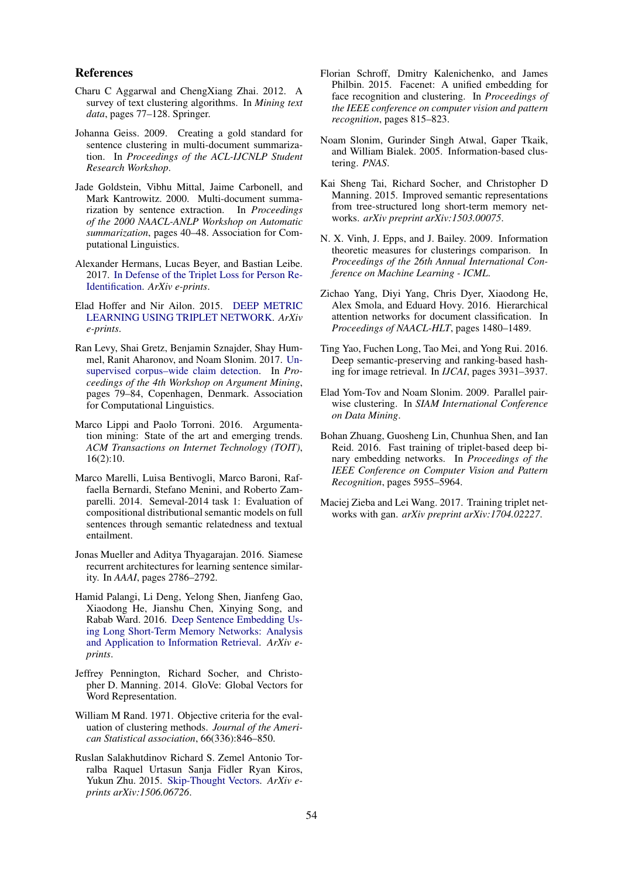## References

Charu C Aggarwal and ChengXiang Zhai. 2012. A survey of text clustering algorithms. In *Mining text data*, pages 77–128. Springer.

Johanna Geiss. 2009. Creating a gold standard for sentence clustering in multi-document summarization. In *Proceedings of the ACL-IJCNLP Student Research Workshop*.

Jade Goldstein, Vibhu Mittal, Jaime Carbonell, and Mark Kantrowitz. 2000. Multi-document summarization by sentence extraction. In *Proceedings of the 2000 NAACL-ANLP Workshop on Automatic summarization*, pages 40–48. Association for Computational Linguistics.

Alexander Hermans, Lucas Beyer, and Bastian Leibe. 2017. In Defense of the Triplet Loss for Person Re-Identification. *ArXiv e-prints*.

Elad Hoffer and Nir Ailon. 2015. DEEP METRIC LEARNING USING TRIPLET NETWORK. *ArXiv e-prints*.

Ran Levy, Shai Gretz, Benjamin Sznajder, Shay Hummel, Ranit Aharonov, and Noam Slonim. 2017. Unsupervised corpus–wide claim detection. In *Proceedings of the 4th Workshop on Argument Mining*, pages 79–84, Copenhagen, Denmark. Association for Computational Linguistics.

Marco Lippi and Paolo Torroni. 2016. Argumentation mining: State of the art and emerging trends. *ACM Transactions on Internet Technology (TOIT)*, 16(2):10.

Marco Marelli, Luisa Bentivogli, Marco Baroni, Raffaella Bernardi, Stefano Menini, and Roberto Zamparelli. 2014. Semeval-2014 task 1: Evaluation of compositional distributional semantic models on full sentences through semantic relatedness and textual entailment.

Jonas Mueller and Aditya Thyagarajan. 2016. Siamese recurrent architectures for learning sentence similarity. In *AAAI*, pages 2786–2792.

Hamid Palangi, Li Deng, Yelong Shen, Jianfeng Gao, Xiaodong He, Jianshu Chen, Xinying Song, and Rabab Ward. 2016. Deep Sentence Embedding Using Long Short-Term Memory Networks: Analysis and Application to Information Retrieval. *ArXiv e-prints*.

Jeffrey Pennington, Richard Socher, and Christopher D. Manning. 2014. GloVe: Global Vectors for Word Representation.

William M Rand. 1971. Objective criteria for the evaluation of clustering methods. *Journal of the American Statistical association*, 66(336):846–850.

Ruslan Salakhutdinov Richard S. Zemel Antonio Torralba Raquel Urtasun Sanja Fidler Ryan Kiros, Yukun Zhu. 2015. Skip-Thought Vectors. *ArXiv e-prints arXiv:1506.06726*.

Florian Schroff, Dmitry Kalenichenko, and James Philbin. 2015. Facenet: A unified embedding for face recognition and clustering. In *Proceedings of the IEEE conference on computer vision and pattern recognition*, pages 815–823.

Noam Slonim, Gurinder Singh Atwal, Gaper Tkaik, and William Bialek. 2005. Information-based clustering. *PNAS*.

Kai Sheng Tai, Richard Socher, and Christopher D Manning. 2015. Improved semantic representations from tree-structured long short-term memory networks. *arXiv preprint arXiv:1503.00075*.

N. X. Vinh, J. Epps, and J. Bailey. 2009. Information theoretic measures for clusterings comparison. In *Proceedings of the 26th Annual International Conference on Machine Learning - ICML*.

Zichao Yang, Diyi Yang, Chris Dyer, Xiaodong He, Alex Smola, and Eduard Hovy. 2016. Hierarchical attention networks for document classification. In *Proceedings of NAACL-HLT*, pages 1480–1489.

Ting Yao, Fuchen Long, Tao Mei, and Yong Rui. 2016. Deep semantic-preserving and ranking-based hashing for image retrieval. In *IJCAI*, pages 3931–3937.

Elad Yom-Tov and Noam Slonim. 2009. Parallel pairwise clustering. In *SIAM International Conference on Data Mining*.

Bohan Zhuang, Guosheng Lin, Chunhua Shen, and Ian Reid. 2016. Fast training of triplet-based deep binary embedding networks. In *Proceedings of the IEEE Conference on Computer Vision and Pattern Recognition*, pages 5955–5964.

Maciej Zieba and Lei Wang. 2017. Training triplet networks with gan. *arXiv preprint arXiv:1704.02227*.